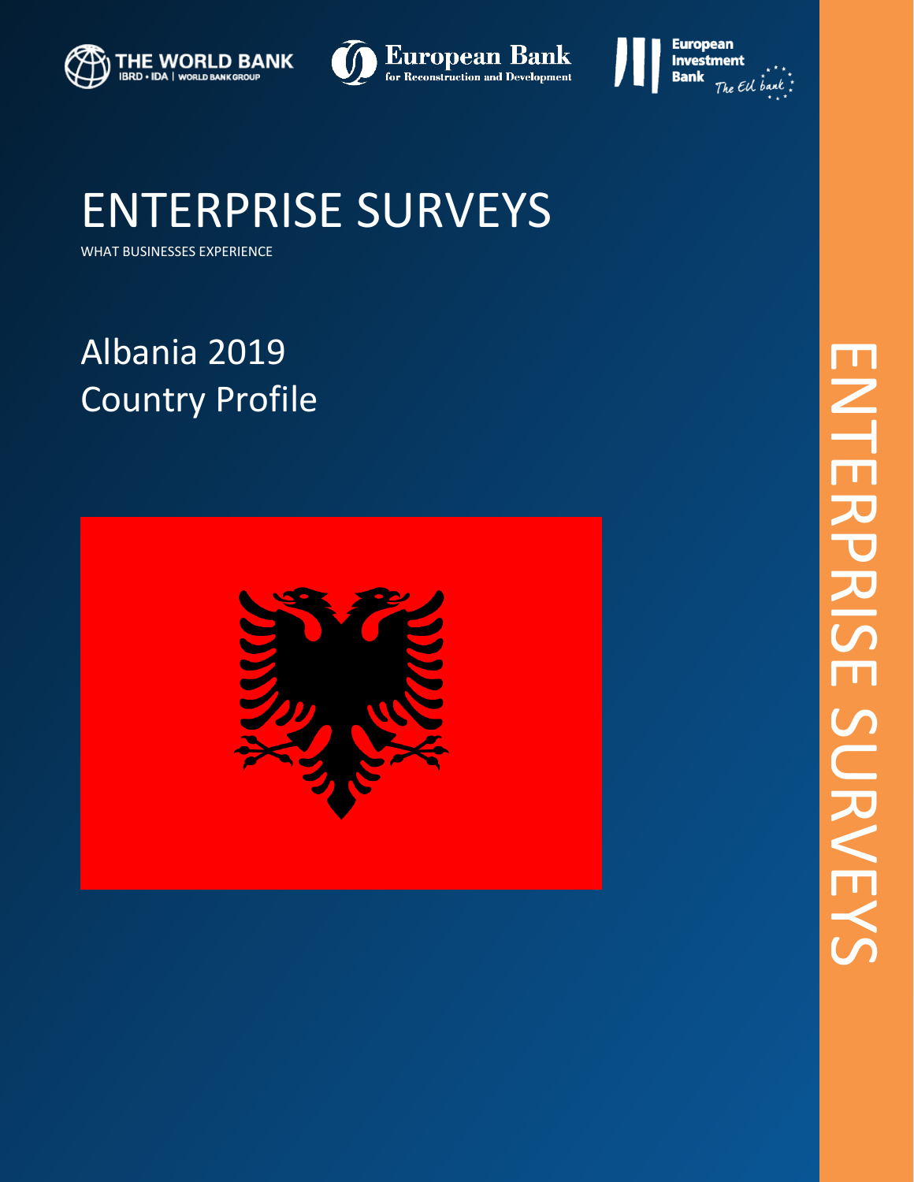THE WORLD BANK
IBRD • IDA | WORLD BANK GROUP

European Bank
for Reconstruction and Development

European Investment Bank
The EU bank

# ENTERPRISE SURVEYS

WHAT BUSINESSES EXPERIENCE

## Albania 2019
## Country Profile

ENTERPRISE SURVEYS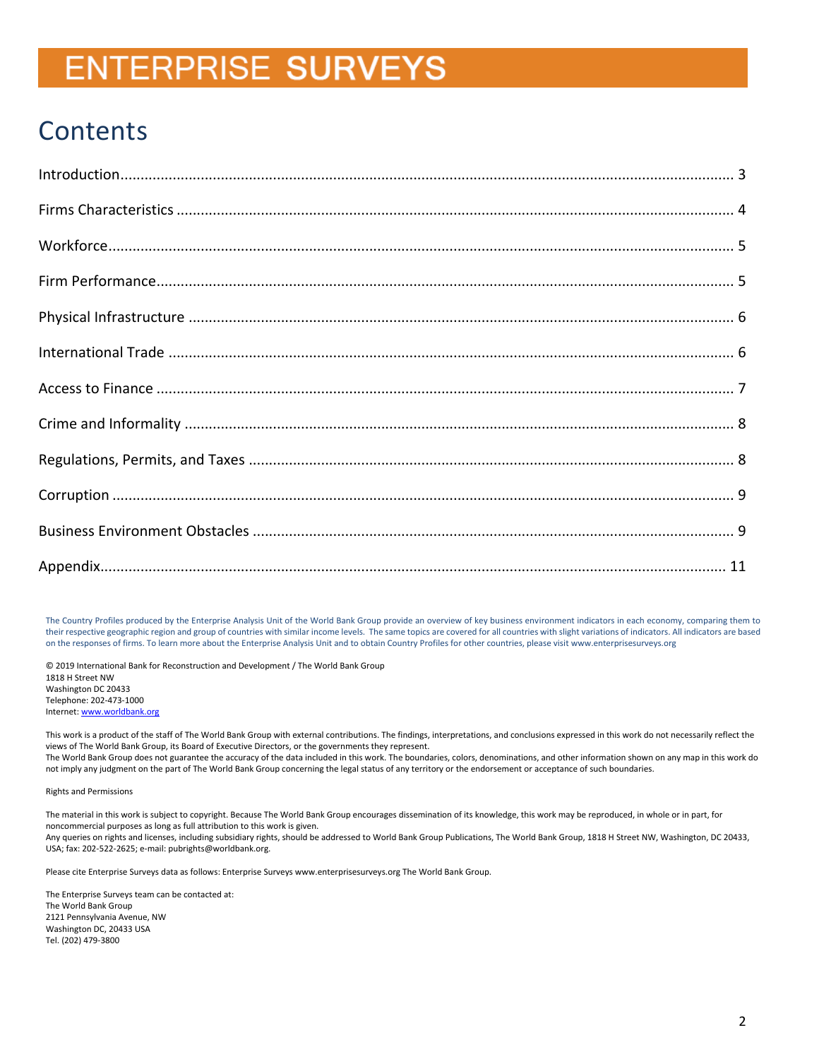# ENTERPRISE SURVEYS

## Contents

| | |
|---|---|
| Introduction | 3 |
| Firms Characteristics | 4 |
| Workforce | 5 |
| Firm Performance | 5 |
| Physical Infrastructure | 6 |
| International Trade | 6 |
| Access to Finance | 7 |
| Crime and Informality | 8 |
| Regulations, Permits, and Taxes | 8 |
| Corruption | 9 |
| Business Environment Obstacles | 9 |
| Appendix | 11 |

The Country Profiles produced by the Enterprise Analysis Unit of the World Bank Group provide an overview of key business environment indicators in each economy, comparing them to their respective geographic region and group of countries with similar income levels. The same topics are covered for all countries with slight variations of indicators. All indicators are based on the responses of firms. To learn more about the Enterprise Analysis Unit and to obtain Country Profiles for other countries, please visit www.enterprisesurveys.org

© 2019 International Bank for Reconstruction and Development / The World Bank Group
1818 H Street NW
Washington DC 20433
Telephone: 202-473-1000
Internet: www.worldbank.org

This work is a product of the staff of The World Bank Group with external contributions. The findings, interpretations, and conclusions expressed in this work do not necessarily reflect the views of The World Bank Group, its Board of Executive Directors, or the governments they represent.
The World Bank Group does not guarantee the accuracy of the data included in this work. The boundaries, colors, denominations, and other information shown on any map in this work do not imply any judgment on the part of The World Bank Group concerning the legal status of any territory or the endorsement or acceptance of such boundaries.

Rights and Permissions

The material in this work is subject to copyright. Because The World Bank Group encourages dissemination of its knowledge, this work may be reproduced, in whole or in part, for noncommercial purposes as long as full attribution to this work is given.
Any queries on rights and licenses, including subsidiary rights, should be addressed to World Bank Group Publications, The World Bank Group, 1818 H Street NW, Washington, DC 20433, USA; fax: 202-522-2625; e-mail: pubrights@worldbank.org.

Please cite Enterprise Surveys data as follows: Enterprise Surveys www.enterprisesurveys.org The World Bank Group.

The Enterprise Surveys team can be contacted at:
The World Bank Group
2121 Pennsylvania Avenue, NW
Washington DC, 20433 USA
Tel. (202) 479-3800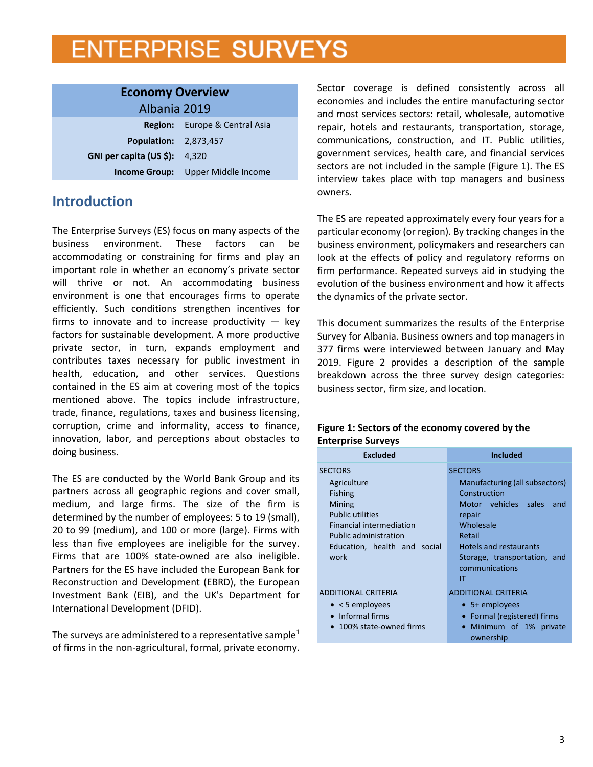# ENTERPRISE SURVEYS

| **Economy Overview** | |
|---|---|
| Albania 2019 | |
| **Region:** | Europe & Central Asia |
| **Population:** | 2,873,457 |
| **GNI per capita (US $):** | 4,320 |
| **Income Group:** | Upper Middle Income |

## Introduction

The Enterprise Surveys (ES) focus on many aspects of the business environment. These factors can be accommodating or constraining for firms and play an important role in whether an economy's private sector will thrive or not. An accommodating business environment is one that encourages firms to operate efficiently. Such conditions strengthen incentives for firms to innovate and to increase productivity — key factors for sustainable development. A more productive private sector, in turn, expands employment and contributes taxes necessary for public investment in health, education, and other services. Questions contained in the ES aim at covering most of the topics mentioned above. The topics include infrastructure, trade, finance, regulations, taxes and business licensing, corruption, crime and informality, access to finance, innovation, labor, and perceptions about obstacles to doing business.

The ES are conducted by the World Bank Group and its partners across all geographic regions and cover small, medium, and large firms. The size of the firm is determined by the number of employees: 5 to 19 (small), 20 to 99 (medium), and 100 or more (large). Firms with less than five employees are ineligible for the survey. Firms that are 100% state-owned are also ineligible. Partners for the ES have included the European Bank for Reconstruction and Development (EBRD), the European Investment Bank (EIB), and the UK's Department for International Development (DFID).

The surveys are administered to a representative sample[1] of firms in the non-agricultural, formal, private economy. Sector coverage is defined consistently across all economies and includes the entire manufacturing sector and most services sectors: retail, wholesale, automotive repair, hotels and restaurants, transportation, storage, communications, construction, and IT. Public utilities, government services, health care, and financial services sectors are not included in the sample (Figure 1). The ES interview takes place with top managers and business owners.

The ES are repeated approximately every four years for a particular economy (or region). By tracking changes in the business environment, policymakers and researchers can look at the effects of policy and regulatory reforms on firm performance. Repeated surveys aid in studying the evolution of the business environment and how it affects the dynamics of the private sector.

This document summarizes the results of the Enterprise Survey for Albania. Business owners and top managers in 377 firms were interviewed between January and May 2019. Figure 2 provides a description of the sample breakdown across the three survey design categories: business sector, firm size, and location.

**Figure 1: Sectors of the economy covered by the Enterprise Surveys**

| Excluded | Included |
|---|---|
| SECTORS<br>Agriculture<br>Fishing<br>Mining<br>Public utilities<br>Financial intermediation<br>Public administration<br>Education, health and social work | SECTORS<br>Manufacturing (all subsectors)<br>Construction<br>Motor vehicles sales and repair<br>Wholesale<br>Retail<br>Hotels and restaurants<br>Storage, transportation, and communications<br>IT |
| ADDITIONAL CRITERIA<br>• < 5 employees<br>• Informal firms<br>• 100% state-owned firms | ADDITIONAL CRITERIA<br>• 5+ employees<br>• Formal (registered) firms<br>• Minimum of 1% private ownership |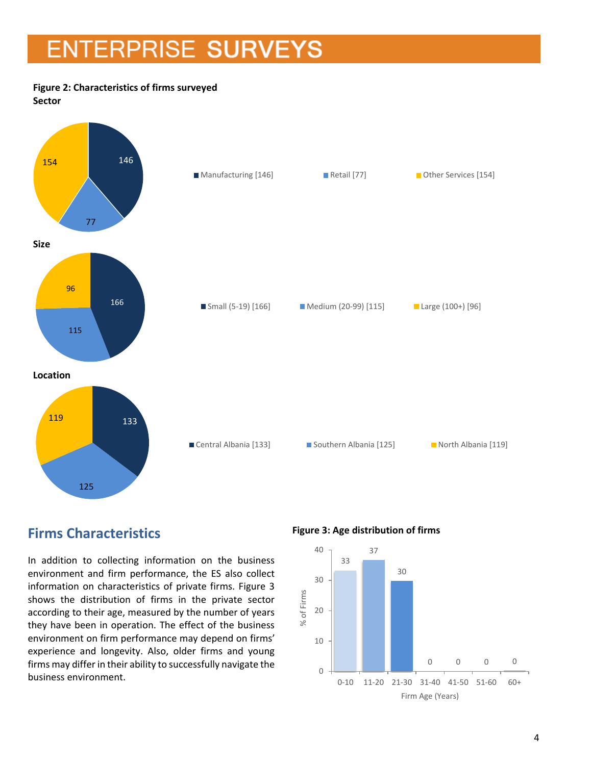**Figure 2: Characteristics of firms surveyed**

**Sector**

| Sector | Number of firms |
|---|---|
| Manufacturing | 146 |
| Retail | 77 |
| Other Services | 154 |

**Size**

| Size | Number of firms |
|---|---|
| Small (5-19) | 166 |
| Medium (20-99) | 115 |
| Large (100+) | 96 |

**Location**

| Location | Number of firms |
|---|---|
| Central Albania | 133 |
| Southern Albania | 125 |
| North Albania | 119 |

## Firms Characteristics

In addition to collecting information on the business environment and firm performance, the ES also collect information on characteristics of private firms. Figure 3 shows the distribution of firms in the private sector according to their age, measured by the number of years they have been in operation. The effect of the business environment on firm performance may depend on firms' experience and longevity. Also, older firms and young firms may differ in their ability to successfully navigate the business environment.

**Figure 3: Age distribution of firms**

| Firm Age (Years) | % of Firms |
|---|---|
| 0-10 | 33 |
| 11-20 | 37 |
| 21-30 | 30 |
| 31-40 | 0 |
| 41-50 | 0 |
| 51-60 | 0 |
| 60+ | 0 |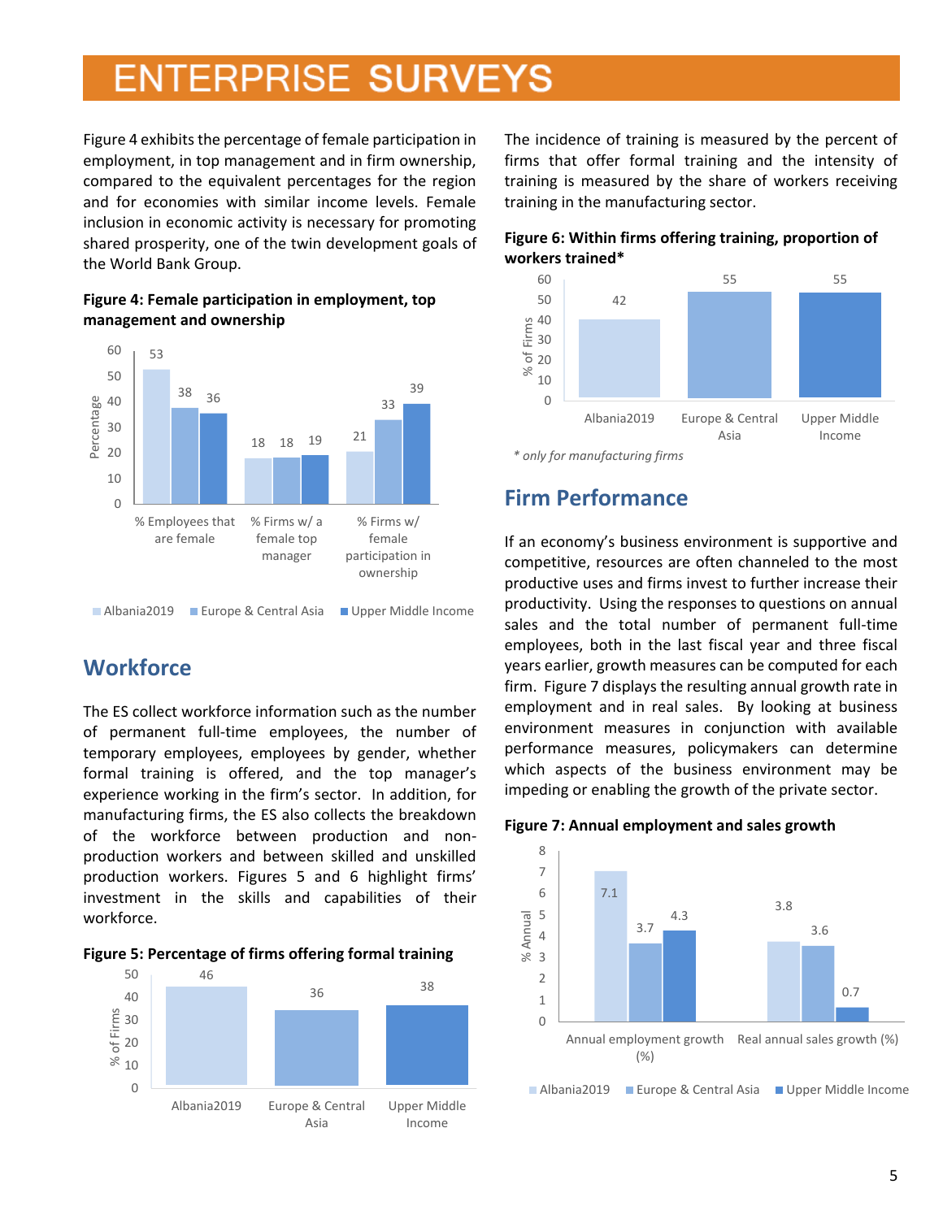Figure 4 exhibits the percentage of female participation in employment, in top management and in firm ownership, compared to the equivalent percentages for the region and for economies with similar income levels. Female inclusion in economic activity is necessary for promoting shared prosperity, one of the twin development goals of the World Bank Group.

**Figure 4: Female participation in employment, top management and ownership**

| | Albania2019 | Europe & Central Asia | Upper Middle Income |
|---|---|---|---|
| % Employees that are female | 53 | 38 | 36 |
| % Firms w/ a female top manager | 18 | 18 | 19 |
| % Firms w/ female participation in ownership | 21 | 33 | 39 |

## Workforce

The ES collect workforce information such as the number of permanent full-time employees, the number of temporary employees, employees by gender, whether formal training is offered, and the top manager's experience working in the firm's sector. In addition, for manufacturing firms, the ES also collects the breakdown of the workforce between production and non-production workers and between skilled and unskilled production workers. Figures 5 and 6 highlight firms' investment in the skills and capabilities of their workforce.

**Figure 5: Percentage of firms offering formal training**

| | Albania2019 | Europe & Central Asia | Upper Middle Income |
|---|---|---|---|
| % of Firms | 46 | 36 | 38 |

The incidence of training is measured by the percent of firms that offer formal training and the intensity of training is measured by the share of workers receiving training in the manufacturing sector.

**Figure 6: Within firms offering training, proportion of workers trained***

| | Albania2019 | Europe & Central Asia | Upper Middle Income |
|---|---|---|---|
| % of Firms | 42 | 55 | 55 |

*\* only for manufacturing firms*

## Firm Performance

If an economy's business environment is supportive and competitive, resources are often channeled to the most productive uses and firms invest to further increase their productivity. Using the responses to questions on annual sales and the total number of permanent full-time employees, both in the last fiscal year and three fiscal years earlier, growth measures can be computed for each firm. Figure 7 displays the resulting annual growth rate in employment and in real sales. By looking at business environment measures in conjunction with available performance measures, policymakers can determine which aspects of the business environment may be impeding or enabling the growth of the private sector.

**Figure 7: Annual employment and sales growth**

| | Albania2019 | Europe & Central Asia | Upper Middle Income |
|---|---|---|---|
| Annual employment growth (%) | 7.1 | 3.7 | 4.3 |
| Real annual sales growth (%) | 3.8 | 3.6 | 0.7 |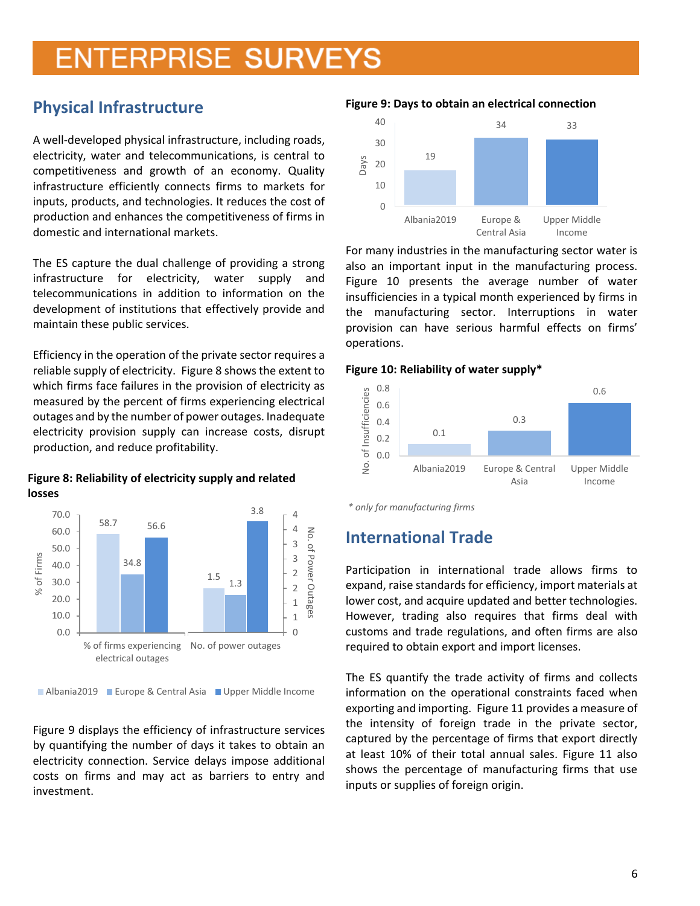## Physical Infrastructure

A well-developed physical infrastructure, including roads, electricity, water and telecommunications, is central to competitiveness and growth of an economy. Quality infrastructure efficiently connects firms to markets for inputs, products, and technologies. It reduces the cost of production and enhances the competitiveness of firms in domestic and international markets.

The ES capture the dual challenge of providing a strong infrastructure for electricity, water supply and telecommunications in addition to information on the development of institutions that effectively provide and maintain these public services.

Efficiency in the operation of the private sector requires a reliable supply of electricity. Figure 8 shows the extent to which firms face failures in the provision of electricity as measured by the percent of firms experiencing electrical outages and by the number of power outages. Inadequate electricity provision supply can increase costs, disrupt production, and reduce profitability.

**Figure 8: Reliability of electricity supply and related losses**

| | Albania2019 | Europe & Central Asia | Upper Middle Income |
|---|---|---|---|
| % of firms experiencing electrical outages | 58.7 | 34.8 | 56.6 |
| No. of power outages | 1.5 | 1.3 | 3.8 |

Figure 9 displays the efficiency of infrastructure services by quantifying the number of days it takes to obtain an electricity connection. Service delays impose additional costs on firms and may act as barriers to entry and investment.

**Figure 9: Days to obtain an electrical connection**

| | Albania2019 | Europe & Central Asia | Upper Middle Income |
|---|---|---|---|
| Days | 19 | 34 | 33 |

For many industries in the manufacturing sector water is also an important input in the manufacturing process. Figure 10 presents the average number of water insufficiencies in a typical month experienced by firms in the manufacturing sector. Interruptions in water provision can have serious harmful effects on firms' operations.

**Figure 10: Reliability of water supply***

| | Albania2019 | Europe & Central Asia | Upper Middle Income |
|---|---|---|---|
| No. of Insufficiencies | 0.1 | 0.3 | 0.6 |

*\* only for manufacturing firms*

## International Trade

Participation in international trade allows firms to expand, raise standards for efficiency, import materials at lower cost, and acquire updated and better technologies. However, trading also requires that firms deal with customs and trade regulations, and often firms are also required to obtain export and import licenses.

The ES quantify the trade activity of firms and collects information on the operational constraints faced when exporting and importing. Figure 11 provides a measure of the intensity of foreign trade in the private sector, captured by the percentage of firms that export directly at least 10% of their total annual sales. Figure 11 also shows the percentage of manufacturing firms that use inputs or supplies of foreign origin.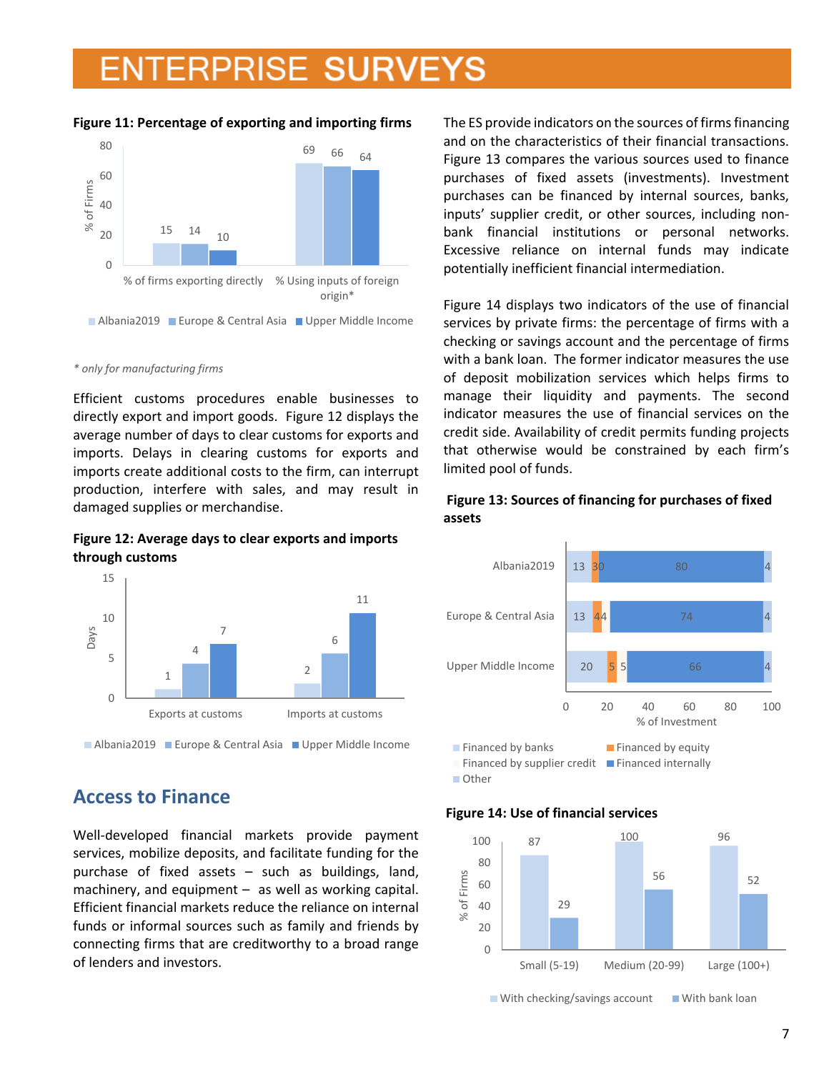**Figure 11: Percentage of exporting and importing firms**

| | Albania2019 | Europe & Central Asia | Upper Middle Income |
|---|---|---|---|
| % of firms exporting directly | 15 | 14 | 10 |
| % Using inputs of foreign origin* | 69 | 66 | 64 |

*\* only for manufacturing firms*

Efficient customs procedures enable businesses to directly export and import goods. Figure 12 displays the average number of days to clear customs for exports and imports. Delays in clearing customs for exports and imports create additional costs to the firm, can interrupt production, interfere with sales, and may result in damaged supplies or merchandise.

**Figure 12: Average days to clear exports and imports through customs**

| | Albania2019 | Europe & Central Asia | Upper Middle Income |
|---|---|---|---|
| Exports at customs | 1 | 4 | 7 |
| Imports at customs | 2 | 6 | 11 |

## Access to Finance

Well-developed financial markets provide payment services, mobilize deposits, and facilitate funding for the purchase of fixed assets – such as buildings, land, machinery, and equipment – as well as working capital. Efficient financial markets reduce the reliance on internal funds or informal sources such as family and friends by connecting firms that are creditworthy to a broad range of lenders and investors.

The ES provide indicators on the sources of firms financing and on the characteristics of their financial transactions. Figure 13 compares the various sources used to finance purchases of fixed assets (investments). Investment purchases can be financed by internal sources, banks, inputs' supplier credit, or other sources, including non-bank financial institutions or personal networks. Excessive reliance on internal funds may indicate potentially inefficient financial intermediation.

Figure 14 displays two indicators of the use of financial services by private firms: the percentage of firms with a checking or savings account and the percentage of firms with a bank loan. The former indicator measures the use of deposit mobilization services which helps firms to manage their liquidity and payments. The second indicator measures the use of financial services on the credit side. Availability of credit permits funding projects that otherwise would be constrained by each firm's limited pool of funds.

**Figure 13: Sources of financing for purchases of fixed assets**

| % of Investment | Financed by banks | Financed by equity | Financed by supplier credit | Financed internally | Other |
|---|---|---|---|---|---|
| Albania2019 | 13 | 3 | 0 | 80 | 4 |
| Europe & Central Asia | 13 | 4 | 4 | 74 | 4 |
| Upper Middle Income | 20 | 5 | 5 | 66 | 4 |

**Figure 14: Use of financial services**

| % of Firms | With checking/savings account | With bank loan |
|---|---|---|
| Small (5-19) | 87 | 29 |
| Medium (20-99) | 100 | 56 |
| Large (100+) | 96 | 52 |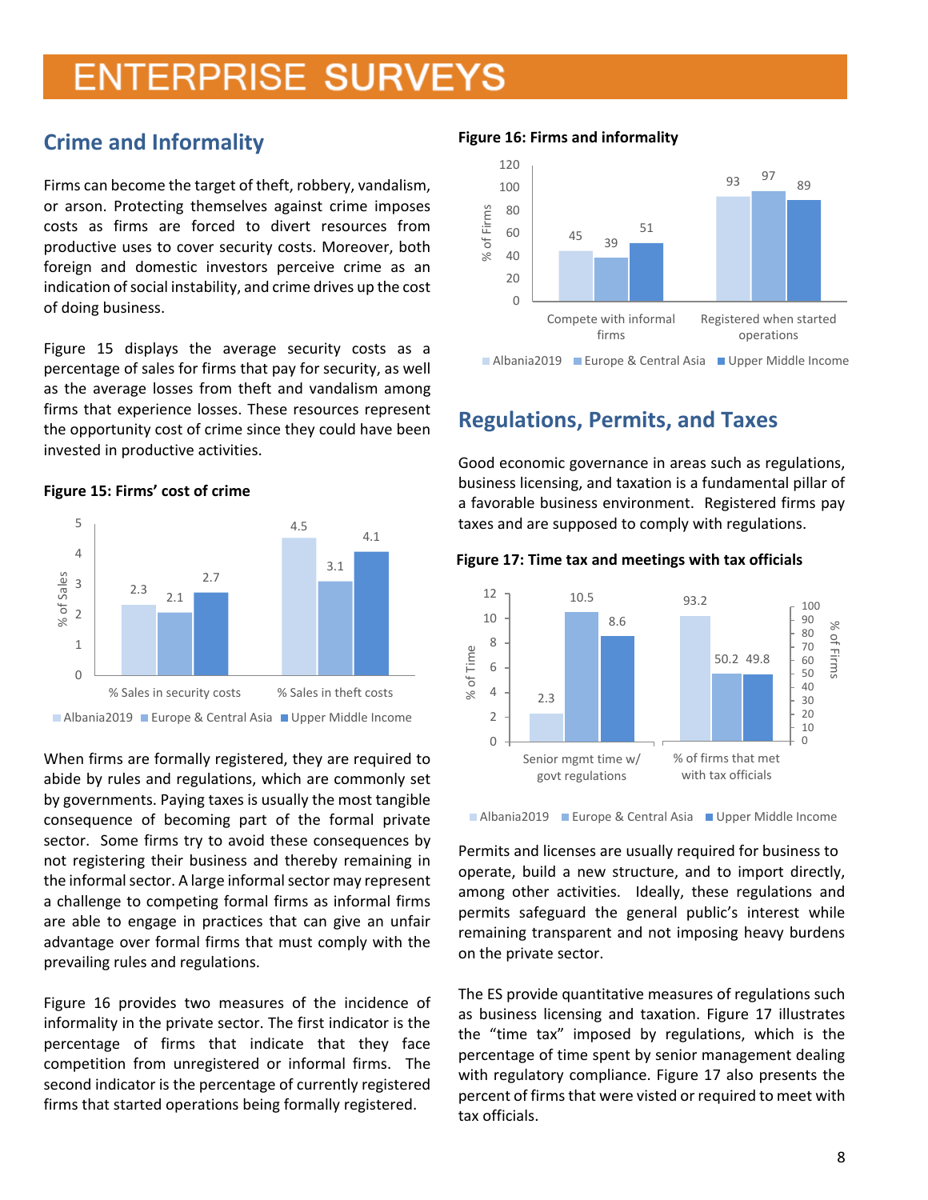# ENTERPRISE SURVEYS

## Crime and Informality

Firms can become the target of theft, robbery, vandalism, or arson. Protecting themselves against crime imposes costs as firms are forced to divert resources from productive uses to cover security costs. Moreover, both foreign and domestic investors perceive crime as an indication of social instability, and crime drives up the cost of doing business.

Figure 15 displays the average security costs as a percentage of sales for firms that pay for security, as well as the average losses from theft and vandalism among firms that experience losses. These resources represent the opportunity cost of crime since they could have been invested in productive activities.

**Figure 15: Firms' cost of crime**

| | Albania2019 | Europe & Central Asia | Upper Middle Income |
|---|---|---|---|
| % Sales in security costs | 2.3 | 2.1 | 2.7 |
| % Sales in theft costs | 4.5 | 3.1 | 4.1 |

When firms are formally registered, they are required to abide by rules and regulations, which are commonly set by governments. Paying taxes is usually the most tangible consequence of becoming part of the formal private sector. Some firms try to avoid these consequences by not registering their business and thereby remaining in the informal sector. A large informal sector may represent a challenge to competing formal firms as informal firms are able to engage in practices that can give an unfair advantage over formal firms that must comply with the prevailing rules and regulations.

Figure 16 provides two measures of the incidence of informality in the private sector. The first indicator is the percentage of firms that indicate that they face competition from unregistered or informal firms. The second indicator is the percentage of currently registered firms that started operations being formally registered.

**Figure 16: Firms and informality**

| % of Firms | Albania2019 | Europe & Central Asia | Upper Middle Income |
|---|---|---|---|
| Compete with informal firms | 45 | 39 | 51 |
| Registered when started operations | 93 | 97 | 89 |

## Regulations, Permits, and Taxes

Good economic governance in areas such as regulations, business licensing, and taxation is a fundamental pillar of a favorable business environment. Registered firms pay taxes and are supposed to comply with regulations.

**Figure 17: Time tax and meetings with tax officials**

| | Albania2019 | Europe & Central Asia | Upper Middle Income |
|---|---|---|---|
| Senior mgmt time w/ govt regulations (% of Time) | 2.3 | 10.5 | 8.6 |
| % of firms that met with tax officials (% of Firms) | 93.2 | 50.2 | 49.8 |

Permits and licenses are usually required for business to operate, build a new structure, and to import directly, among other activities. Ideally, these regulations and permits safeguard the general public's interest while remaining transparent and not imposing heavy burdens on the private sector.

The ES provide quantitative measures of regulations such as business licensing and taxation. Figure 17 illustrates the "time tax" imposed by regulations, which is the percentage of time spent by senior management dealing with regulatory compliance. Figure 17 also presents the percent of firms that were visted or required to meet with tax officials.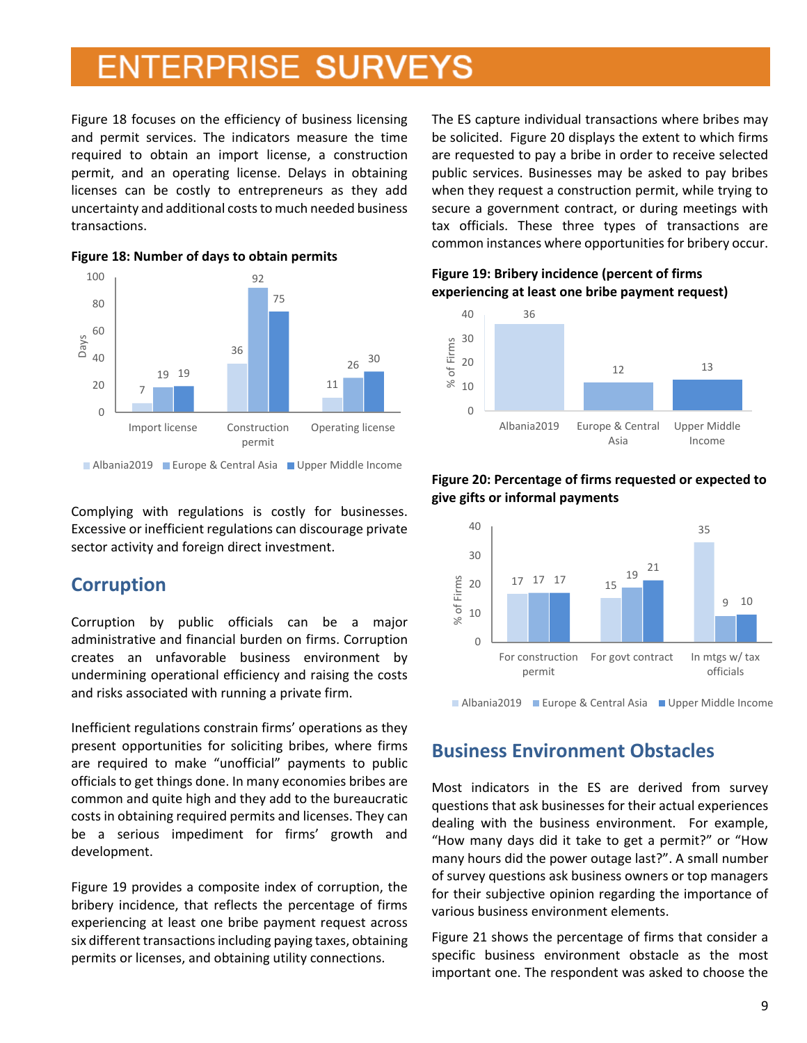Figure 18 focuses on the efficiency of business licensing and permit services. The indicators measure the time required to obtain an import license, a construction permit, and an operating license. Delays in obtaining licenses can be costly to entrepreneurs as they add uncertainty and additional costs to much needed business transactions.

**Figure 18: Number of days to obtain permits**

| Days | Import license | Construction permit | Operating license |
|---|---|---|---|
| Albania2019 | 7 | 36 | 11 |
| Europe & Central Asia | 19 | 92 | 26 |
| Upper Middle Income | 19 | 75 | 30 |

Complying with regulations is costly for businesses. Excessive or inefficient regulations can discourage private sector activity and foreign direct investment.

## Corruption

Corruption by public officials can be a major administrative and financial burden on firms. Corruption creates an unfavorable business environment by undermining operational efficiency and raising the costs and risks associated with running a private firm.

Inefficient regulations constrain firms' operations as they present opportunities for soliciting bribes, where firms are required to make "unofficial" payments to public officials to get things done. In many economies bribes are common and quite high and they add to the bureaucratic costs in obtaining required permits and licenses. They can be a serious impediment for firms' growth and development.

Figure 19 provides a composite index of corruption, the bribery incidence, that reflects the percentage of firms experiencing at least one bribe payment request across six different transactions including paying taxes, obtaining permits or licenses, and obtaining utility connections.

The ES capture individual transactions where bribes may be solicited. Figure 20 displays the extent to which firms are requested to pay a bribe in order to receive selected public services. Businesses may be asked to pay bribes when they request a construction permit, while trying to secure a government contract, or during meetings with tax officials. These three types of transactions are common instances where opportunities for bribery occur.

**Figure 19: Bribery incidence (percent of firms experiencing at least one bribe payment request)**

| | % of Firms |
|---|---|
| Albania2019 | 36 |
| Europe & Central Asia | 12 |
| Upper Middle Income | 13 |

**Figure 20: Percentage of firms requested or expected to give gifts or informal payments**

| % of Firms | For construction permit | For govt contract | In mtgs w/ tax officials |
|---|---|---|---|
| Albania2019 | 17 | 15 | 35 |
| Europe & Central Asia | 17 | 19 | 9 |
| Upper Middle Income | 17 | 21 | 10 |

## Business Environment Obstacles

Most indicators in the ES are derived from survey questions that ask businesses for their actual experiences dealing with the business environment. For example, "How many days did it take to get a permit?" or "How many hours did the power outage last?". A small number of survey questions ask business owners or top managers for their subjective opinion regarding the importance of various business environment elements.

Figure 21 shows the percentage of firms that consider a specific business environment obstacle as the most important one. The respondent was asked to choose the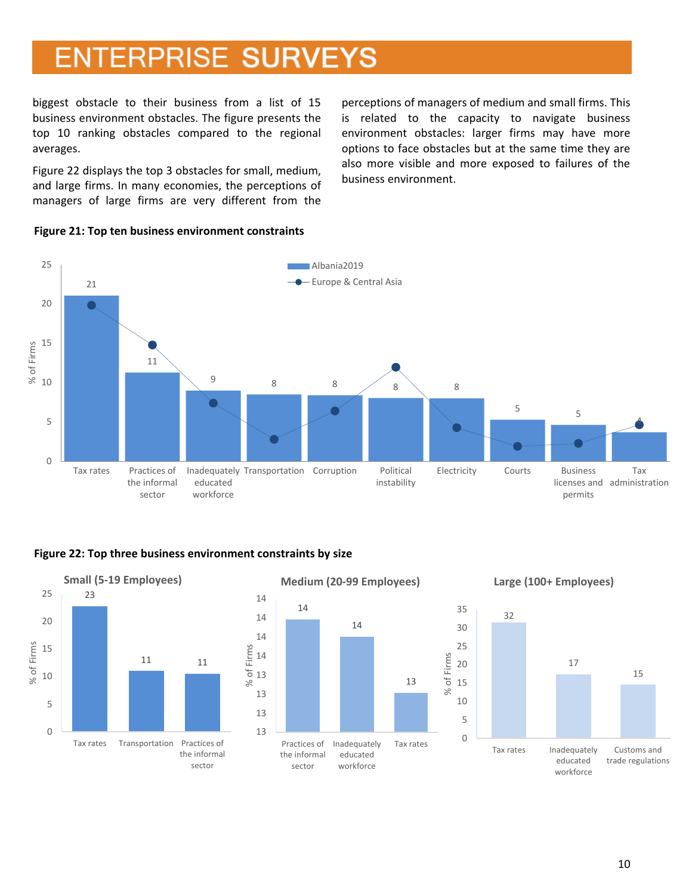biggest obstacle to their business from a list of 15 business environment obstacles. The figure presents the top 10 ranking obstacles compared to the regional averages.

Figure 22 displays the top 3 obstacles for small, medium, and large firms. In many economies, the perceptions of managers of large firms are very different from the perceptions of managers of medium and small firms. This is related to the capacity to navigate business environment obstacles: larger firms may have more options to face obstacles but at the same time they are also more visible and more exposed to failures of the business environment.

**Figure 21: Top ten business environment constraints**

| Constraint | Albania2019 (% of Firms) |
|---|---|
| Tax rates | 21 |
| Practices of the informal sector | 11 |
| Inadequately educated workforce | 9 |
| Transportation | 8 |
| Corruption | 8 |
| Political instability | 8 |
| Electricity | 8 |
| Courts | 5 |
| Business licenses and permits | 5 |
| Tax administration | 4 |

**Figure 22: Top three business environment constraints by size**

Small (5-19 Employees)

| Constraint | % of Firms |
|---|---|
| Tax rates | 23 |
| Transportation | 11 |
| Practices of the informal sector | 11 |

Medium (20-99 Employees)

| Constraint | % of Firms |
|---|---|
| Practices of the informal sector | 14 |
| Inadequately educated workforce | 14 |
| Tax rates | 13 |

Large (100+ Employees)

| Constraint | % of Firms |
|---|---|
| Tax rates | 32 |
| Inadequately educated workforce | 17 |
| Customs and trade regulations | 15 |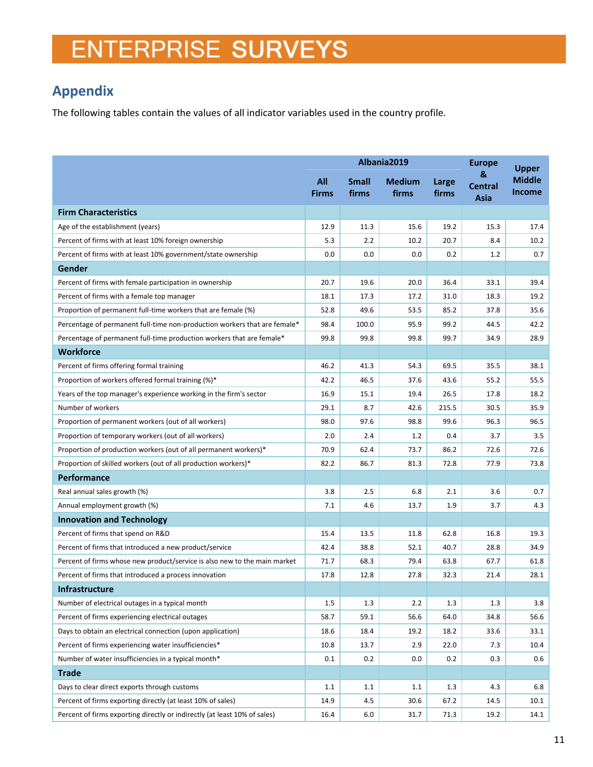# ENTERPRISE SURVEYS

## Appendix

The following tables contain the values of all indicator variables used in the country profile.

| | Albania2019 | | | | Europe & Central Asia | Upper Middle Income |
|---|---|---|---|---|---|---|
| | All Firms | Small firms | Medium firms | Large firms | | |
| **Firm Characteristics** | | | | | | |
| Age of the establishment (years) | 12.9 | 11.3 | 15.6 | 19.2 | 15.3 | 17.4 |
| Percent of firms with at least 10% foreign ownership | 5.3 | 2.2 | 10.2 | 20.7 | 8.4 | 10.2 |
| Percent of firms with at least 10% government/state ownership | 0.0 | 0.0 | 0.0 | 0.2 | 1.2 | 0.7 |
| **Gender** | | | | | | |
| Percent of firms with female participation in ownership | 20.7 | 19.6 | 20.0 | 36.4 | 33.1 | 39.4 |
| Percent of firms with a female top manager | 18.1 | 17.3 | 17.2 | 31.0 | 18.3 | 19.2 |
| Proportion of permanent full-time workers that are female (%) | 52.8 | 49.6 | 53.5 | 85.2 | 37.8 | 35.6 |
| Percentage of permanent full-time non-production workers that are female* | 98.4 | 100.0 | 95.9 | 99.2 | 44.5 | 42.2 |
| Percentage of permanent full-time production workers that are female* | 99.8 | 99.8 | 99.8 | 99.7 | 34.9 | 28.9 |
| **Workforce** | | | | | | |
| Percent of firms offering formal training | 46.2 | 41.3 | 54.3 | 69.5 | 35.5 | 38.1 |
| Proportion of workers offered formal training (%)* | 42.2 | 46.5 | 37.6 | 43.6 | 55.2 | 55.5 |
| Years of the top manager's experience working in the firm's sector | 16.9 | 15.1 | 19.4 | 26.5 | 17.8 | 18.2 |
| Number of workers | 29.1 | 8.7 | 42.6 | 215.5 | 30.5 | 35.9 |
| Proportion of permanent workers (out of all workers) | 98.0 | 97.6 | 98.8 | 99.6 | 96.3 | 96.5 |
| Proportion of temporary workers (out of all workers) | 2.0 | 2.4 | 1.2 | 0.4 | 3.7 | 3.5 |
| Proportion of production workers (out of all permanent workers)* | 70.9 | 62.4 | 73.7 | 86.2 | 72.6 | 72.6 |
| Proportion of skilled workers (out of all production workers)* | 82.2 | 86.7 | 81.3 | 72.8 | 77.9 | 73.8 |
| **Performance** | | | | | | |
| Real annual sales growth (%) | 3.8 | 2.5 | 6.8 | 2.1 | 3.6 | 0.7 |
| Annual employment growth (%) | 7.1 | 4.6 | 13.7 | 1.9 | 3.7 | 4.3 |
| **Innovation and Technology** | | | | | | |
| Percent of firms that spend on R&D | 15.4 | 13.5 | 11.8 | 62.8 | 16.8 | 19.3 |
| Percent of firms that introduced a new product/service | 42.4 | 38.8 | 52.1 | 40.7 | 28.8 | 34.9 |
| Percent of firms whose new product/service is also new to the main market | 71.7 | 68.3 | 79.4 | 63.8 | 67.7 | 61.8 |
| Percent of firms that introduced a process innovation | 17.8 | 12.8 | 27.8 | 32.3 | 21.4 | 28.1 |
| **Infrastructure** | | | | | | |
| Number of electrical outages in a typical month | 1.5 | 1.3 | 2.2 | 1.3 | 1.3 | 3.8 |
| Percent of firms experiencing electrical outages | 58.7 | 59.1 | 56.6 | 64.0 | 34.8 | 56.6 |
| Days to obtain an electrical connection (upon application) | 18.6 | 18.4 | 19.2 | 18.2 | 33.6 | 33.1 |
| Percent of firms experiencing water insufficiencies* | 10.8 | 13.7 | 2.9 | 22.0 | 7.3 | 10.4 |
| Number of water insufficiencies in a typical month* | 0.1 | 0.2 | 0.0 | 0.2 | 0.3 | 0.6 |
| **Trade** | | | | | | |
| Days to clear direct exports through customs | 1.1 | 1.1 | 1.1 | 1.3 | 4.3 | 6.8 |
| Percent of firms exporting directly (at least 10% of sales) | 14.9 | 4.5 | 30.6 | 67.2 | 14.5 | 10.1 |
| Percent of firms exporting directly or indirectly (at least 10% of sales) | 16.4 | 6.0 | 31.7 | 71.3 | 19.2 | 14.1 |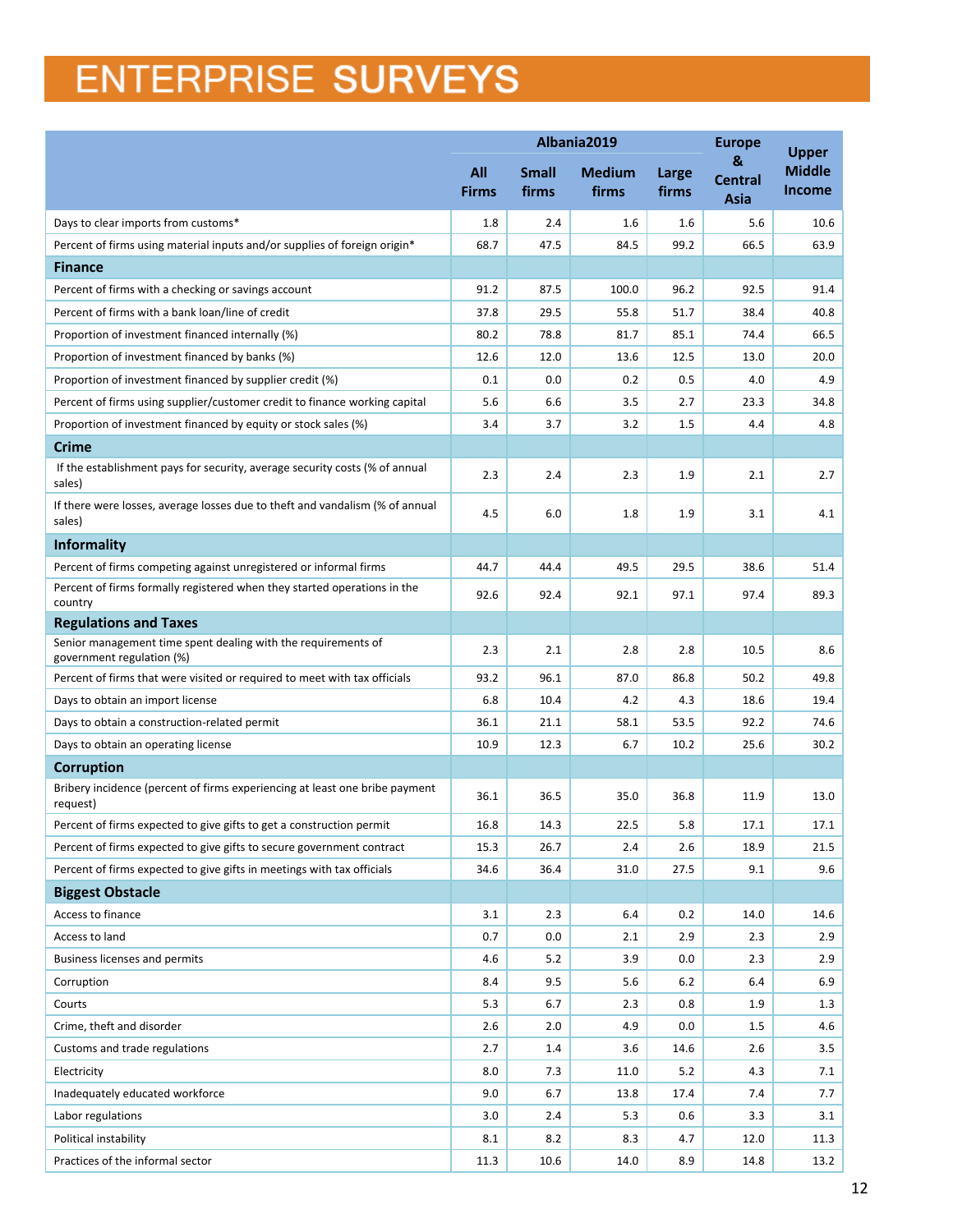# ENTERPRISE SURVEYS

| | Albania2019 | | | | Europe & Central Asia | Upper Middle Income |
|---|---|---|---|---|---|---|
| | All Firms | Small firms | Medium firms | Large firms | | |
| Days to clear imports from customs* | 1.8 | 2.4 | 1.6 | 1.6 | 5.6 | 10.6 |
| Percent of firms using material inputs and/or supplies of foreign origin* | 68.7 | 47.5 | 84.5 | 99.2 | 66.5 | 63.9 |
| **Finance** | | | | | | |
| Percent of firms with a checking or savings account | 91.2 | 87.5 | 100.0 | 96.2 | 92.5 | 91.4 |
| Percent of firms with a bank loan/line of credit | 37.8 | 29.5 | 55.8 | 51.7 | 38.4 | 40.8 |
| Proportion of investment financed internally (%) | 80.2 | 78.8 | 81.7 | 85.1 | 74.4 | 66.5 |
| Proportion of investment financed by banks (%) | 12.6 | 12.0 | 13.6 | 12.5 | 13.0 | 20.0 |
| Proportion of investment financed by supplier credit (%) | 0.1 | 0.0 | 0.2 | 0.5 | 4.0 | 4.9 |
| Percent of firms using supplier/customer credit to finance working capital | 5.6 | 6.6 | 3.5 | 2.7 | 23.3 | 34.8 |
| Proportion of investment financed by equity or stock sales (%) | 3.4 | 3.7 | 3.2 | 1.5 | 4.4 | 4.8 |
| **Crime** | | | | | | |
| If the establishment pays for security, average security costs (% of annual sales) | 2.3 | 2.4 | 2.3 | 1.9 | 2.1 | 2.7 |
| If there were losses, average losses due to theft and vandalism (% of annual sales) | 4.5 | 6.0 | 1.8 | 1.9 | 3.1 | 4.1 |
| **Informality** | | | | | | |
| Percent of firms competing against unregistered or informal firms | 44.7 | 44.4 | 49.5 | 29.5 | 38.6 | 51.4 |
| Percent of firms formally registered when they started operations in the country | 92.6 | 92.4 | 92.1 | 97.1 | 97.4 | 89.3 |
| **Regulations and Taxes** | | | | | | |
| Senior management time spent dealing with the requirements of government regulation (%) | 2.3 | 2.1 | 2.8 | 2.8 | 10.5 | 8.6 |
| Percent of firms that were visited or required to meet with tax officials | 93.2 | 96.1 | 87.0 | 86.8 | 50.2 | 49.8 |
| Days to obtain an import license | 6.8 | 10.4 | 4.2 | 4.3 | 18.6 | 19.4 |
| Days to obtain a construction-related permit | 36.1 | 21.1 | 58.1 | 53.5 | 92.2 | 74.6 |
| Days to obtain an operating license | 10.9 | 12.3 | 6.7 | 10.2 | 25.6 | 30.2 |
| **Corruption** | | | | | | |
| Bribery incidence (percent of firms experiencing at least one bribe payment request) | 36.1 | 36.5 | 35.0 | 36.8 | 11.9 | 13.0 |
| Percent of firms expected to give gifts to get a construction permit | 16.8 | 14.3 | 22.5 | 5.8 | 17.1 | 17.1 |
| Percent of firms expected to give gifts to secure government contract | 15.3 | 26.7 | 2.4 | 2.6 | 18.9 | 21.5 |
| Percent of firms expected to give gifts in meetings with tax officials | 34.6 | 36.4 | 31.0 | 27.5 | 9.1 | 9.6 |
| **Biggest Obstacle** | | | | | | |
| Access to finance | 3.1 | 2.3 | 6.4 | 0.2 | 14.0 | 14.6 |
| Access to land | 0.7 | 0.0 | 2.1 | 2.9 | 2.3 | 2.9 |
| Business licenses and permits | 4.6 | 5.2 | 3.9 | 0.0 | 2.3 | 2.9 |
| Corruption | 8.4 | 9.5 | 5.6 | 6.2 | 6.4 | 6.9 |
| Courts | 5.3 | 6.7 | 2.3 | 0.8 | 1.9 | 1.3 |
| Crime, theft and disorder | 2.6 | 2.0 | 4.9 | 0.0 | 1.5 | 4.6 |
| Customs and trade regulations | 2.7 | 1.4 | 3.6 | 14.6 | 2.6 | 3.5 |
| Electricity | 8.0 | 7.3 | 11.0 | 5.2 | 4.3 | 7.1 |
| Inadequately educated workforce | 9.0 | 6.7 | 13.8 | 17.4 | 7.4 | 7.7 |
| Labor regulations | 3.0 | 2.4 | 5.3 | 0.6 | 3.3 | 3.1 |
| Political instability | 8.1 | 8.2 | 8.3 | 4.7 | 12.0 | 11.3 |
| Practices of the informal sector | 11.3 | 10.6 | 14.0 | 8.9 | 14.8 | 13.2 |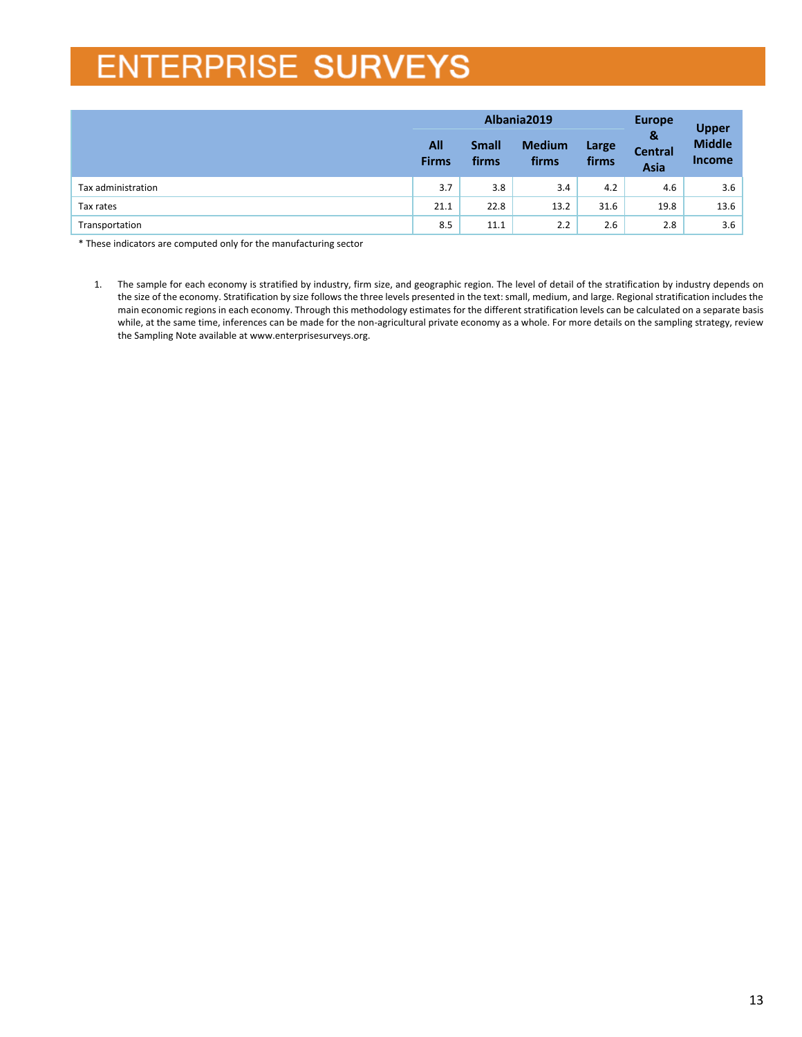# ENTERPRISE SURVEYS

| | Albania2019 | | | | Europe & Central Asia | Upper Middle Income |
|---|---|---|---|---|---|---|
| | All Firms | Small firms | Medium firms | Large firms | | |
| Tax administration | 3.7 | 3.8 | 3.4 | 4.2 | 4.6 | 3.6 |
| Tax rates | 21.1 | 22.8 | 13.2 | 31.6 | 19.8 | 13.6 |
| Transportation | 8.5 | 11.1 | 2.2 | 2.6 | 2.8 | 3.6 |

* These indicators are computed only for the manufacturing sector

1. The sample for each economy is stratified by industry, firm size, and geographic region. The level of detail of the stratification by industry depends on the size of the economy. Stratification by size follows the three levels presented in the text: small, medium, and large. Regional stratification includes the main economic regions in each economy. Through this methodology estimates for the different stratification levels can be calculated on a separate basis while, at the same time, inferences can be made for the non-agricultural private economy as a whole. For more details on the sampling strategy, review the Sampling Note available at www.enterprisesurveys.org.